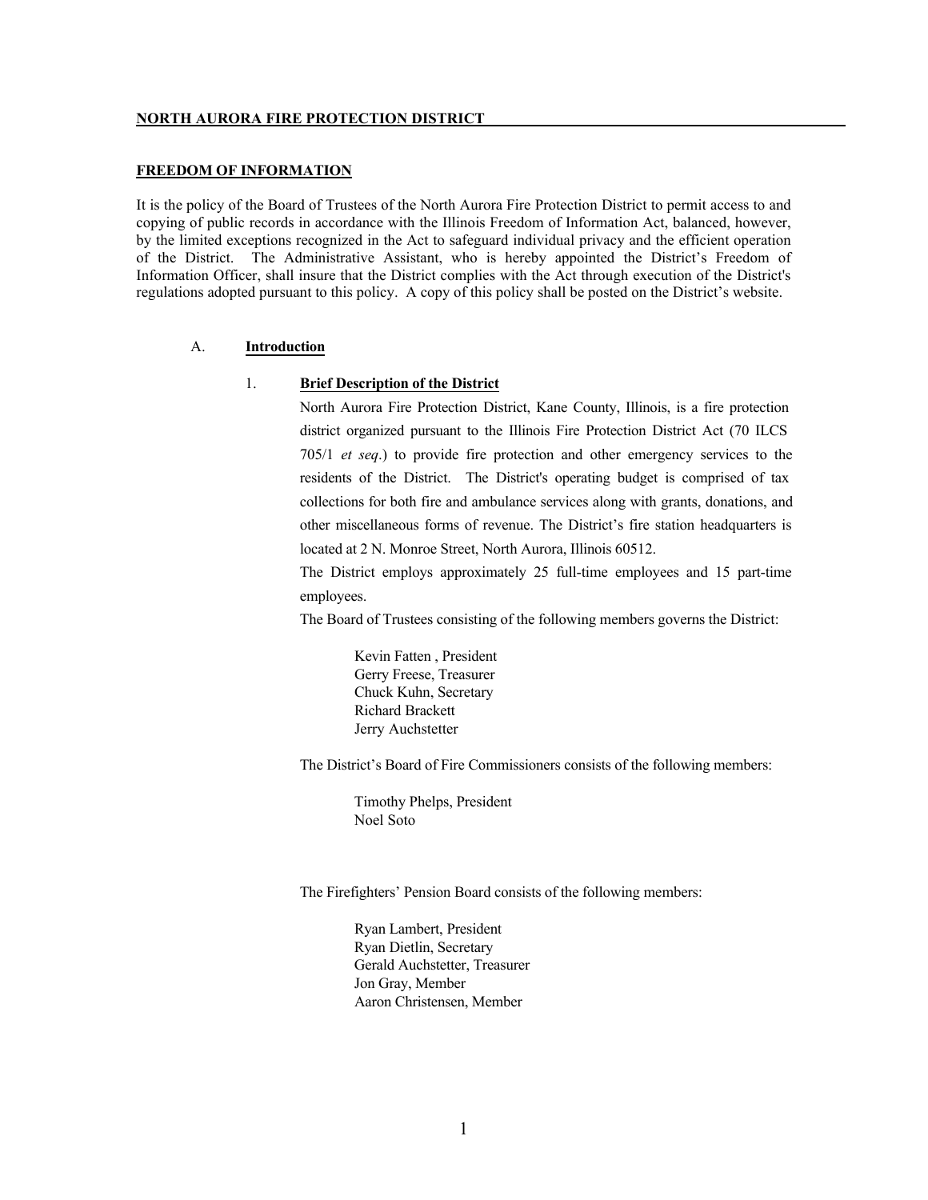**NORTH AURORA FIRE PROTECTION DISTRICT**

**FREEDOM OF INFORMATION**

It is the policy of the Board of Trustees of the North Aurora Fire Protection District to permit access to and copying of public records in accordance with the Illinois Freedom of Information Act, balanced, however, by the limited exceptions recognized in the Act to safeguard individual privacy and the efficient operation of the District. The Administrative Assistant, who is hereby appointed the District's Freedom of Information Officer, shall insure that the District complies with the Act through execution of the District's regulations adopted pursuant to this policy. A copy of this policy shall be posted on the District's website.

## A. Introduction

### 1. Brief Description of the District

North Aurora Fire Protection District, Kane County, Illinois, is a fire protection district organized pursuant to the Illinois Fire Protection District Act (70 ILCS 705/1 *et seq*.) to provide fire protection and other emergency services to the residents of the District. The District's operating budget is comprised of tax collections for both fire and ambulance services along with grants, donations, and other miscellaneous forms of revenue. The District's fire station headquarters is located at 2 N. Monroe Street, North Aurora, Illinois 60512.

The District employs approximately 25 full-time employees and 15 part-time employees.

The Board of Trustees consisting of the following members governs the District:

Kevin Fatten , President
Gerry Freese, Treasurer
Chuck Kuhn, Secretary
Richard Brackett
Jerry Auchstetter

The District's Board of Fire Commissioners consists of the following members:

Timothy Phelps, President
Noel Soto

The Firefighters' Pension Board consists of the following members:

Ryan Lambert, President
Ryan Dietlin, Secretary
Gerald Auchstetter, Treasurer
Jon Gray, Member
Aaron Christensen, Member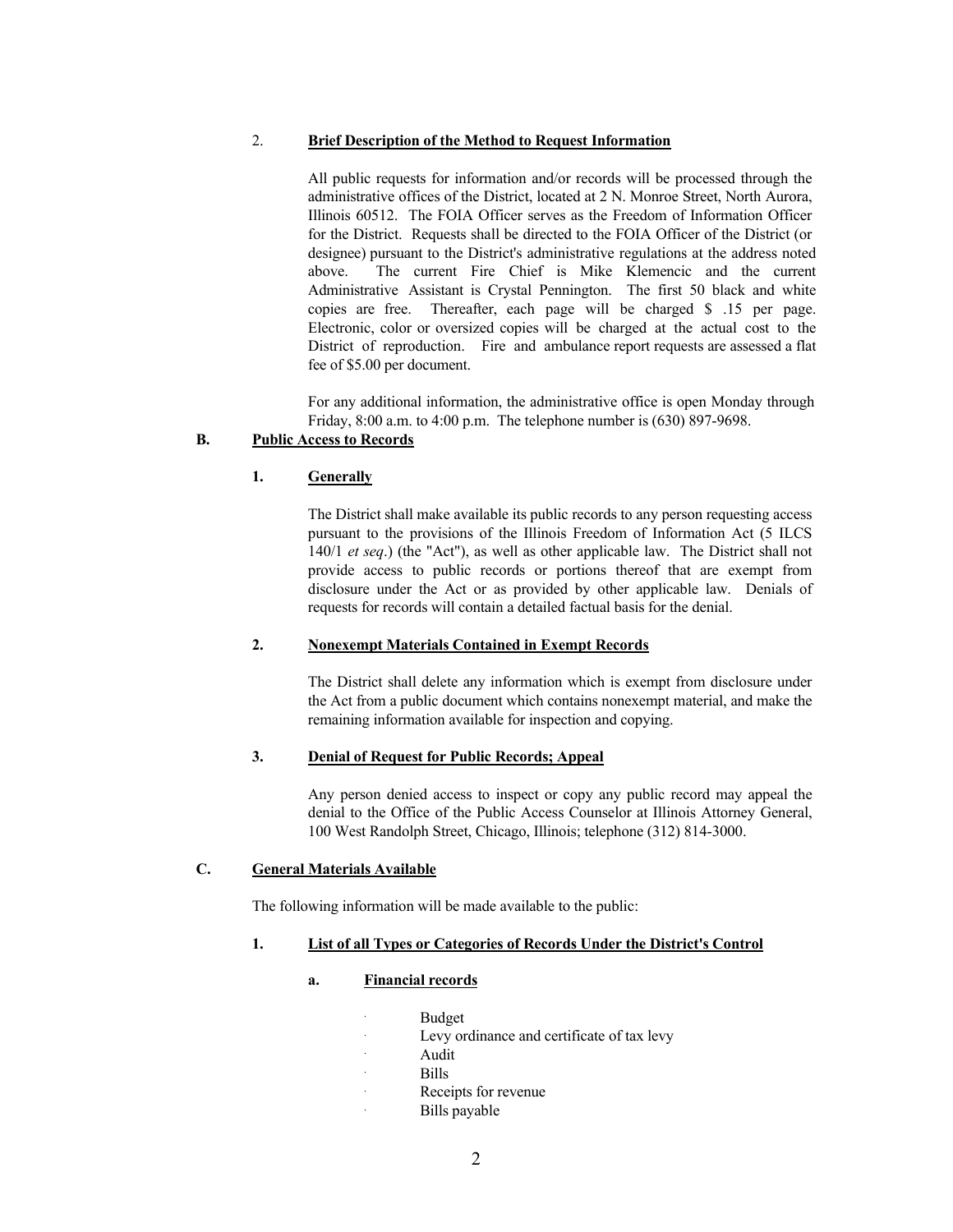2. **Brief Description of the Method to Request Information**

All public requests for information and/or records will be processed through the administrative offices of the District, located at 2 N. Monroe Street, North Aurora, Illinois 60512. The FOIA Officer serves as the Freedom of Information Officer for the District. Requests shall be directed to the FOIA Officer of the District (or designee) pursuant to the District's administrative regulations at the address noted above. The current Fire Chief is Mike Klemencic and the current Administrative Assistant is Crystal Pennington. The first 50 black and white copies are free. Thereafter, each page will be charged $ .15 per page. Electronic, color or oversized copies will be charged at the actual cost to the District of reproduction. Fire and ambulance report requests are assessed a flat fee of $5.00 per document.

For any additional information, the administrative office is open Monday through Friday, 8:00 a.m. to 4:00 p.m. The telephone number is (630) 897-9698.

## B. Public Access to Records

### 1. Generally

The District shall make available its public records to any person requesting access pursuant to the provisions of the Illinois Freedom of Information Act (5 ILCS 140/1 *et seq*.) (the "Act"), as well as other applicable law. The District shall not provide access to public records or portions thereof that are exempt from disclosure under the Act or as provided by other applicable law. Denials of requests for records will contain a detailed factual basis for the denial.

### 2. Nonexempt Materials Contained in Exempt Records

The District shall delete any information which is exempt from disclosure under the Act from a public document which contains nonexempt material, and make the remaining information available for inspection and copying.

### 3. Denial of Request for Public Records; Appeal

Any person denied access to inspect or copy any public record may appeal the denial to the Office of the Public Access Counselor at Illinois Attorney General, 100 West Randolph Street, Chicago, Illinois; telephone (312) 814-3000.

## C. General Materials Available

The following information will be made available to the public:

### 1. List of all Types or Categories of Records Under the District's Control

#### a. Financial records

- Budget
- Levy ordinance and certificate of tax levy
- Audit
- Bills
- Receipts for revenue
- Bills payable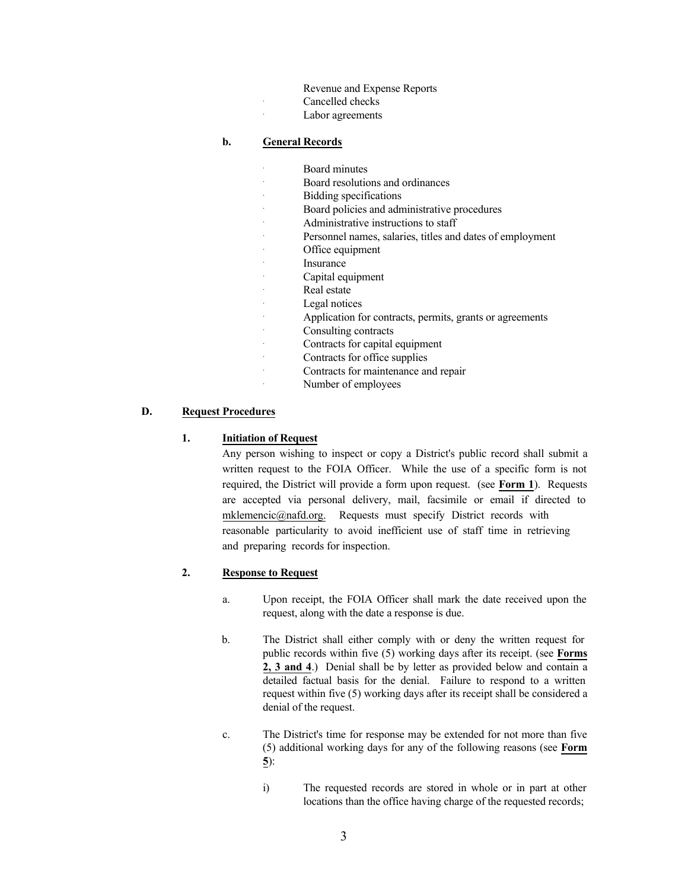- Revenue and Expense Reports
- Cancelled checks
- Labor agreements

**b. General Records**

- Board minutes
- Board resolutions and ordinances
- Bidding specifications
- Board policies and administrative procedures
- Administrative instructions to staff
- Personnel names, salaries, titles and dates of employment
- Office equipment
- Insurance
- Capital equipment
- Real estate
- Legal notices
- Application for contracts, permits, grants or agreements
- Consulting contracts
- Contracts for capital equipment
- Contracts for office supplies
- Contracts for maintenance and repair
- Number of employees

## D. Request Procedures

### 1. Initiation of Request

Any person wishing to inspect or copy a District's public record shall submit a written request to the FOIA Officer. While the use of a specific form is not required, the District will provide a form upon request. (see **Form 1**). Requests are accepted via personal delivery, mail, facsimile or email if directed to mklemencic@nafd.org. Requests must specify District records with reasonable particularity to avoid inefficient use of staff time in retrieving and preparing records for inspection.

### 2. Response to Request

a. Upon receipt, the FOIA Officer shall mark the date received upon the request, along with the date a response is due.

b. The District shall either comply with or deny the written request for public records within five (5) working days after its receipt. (see **Forms 2, 3 and 4**.) Denial shall be by letter as provided below and contain a detailed factual basis for the denial. Failure to respond to a written request within five (5) working days after its receipt shall be considered a denial of the request.

c. The District's time for response may be extended for not more than five (5) additional working days for any of the following reasons (see **Form 5**):

i) The requested records are stored in whole or in part at other locations than the office having charge of the requested records;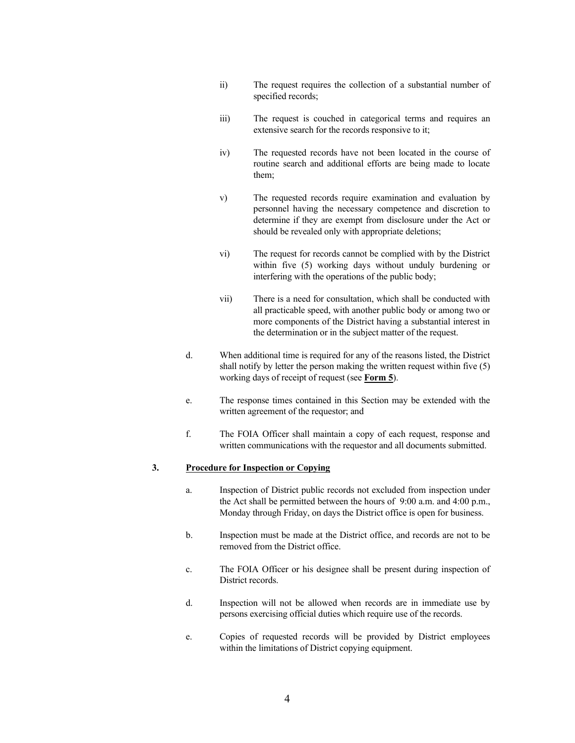ii) The request requires the collection of a substantial number of specified records;

iii) The request is couched in categorical terms and requires an extensive search for the records responsive to it;

iv) The requested records have not been located in the course of routine search and additional efforts are being made to locate them;

v) The requested records require examination and evaluation by personnel having the necessary competence and discretion to determine if they are exempt from disclosure under the Act or should be revealed only with appropriate deletions;

vi) The request for records cannot be complied with by the District within five (5) working days without unduly burdening or interfering with the operations of the public body;

vii) There is a need for consultation, which shall be conducted with all practicable speed, with another public body or among two or more components of the District having a substantial interest in the determination or in the subject matter of the request.

d. When additional time is required for any of the reasons listed, the District shall notify by letter the person making the written request within five (5) working days of receipt of request (see **Form 5**).

e. The response times contained in this Section may be extended with the written agreement of the requestor; and

f. The FOIA Officer shall maintain a copy of each request, response and written communications with the requestor and all documents submitted.

**3. Procedure for Inspection or Copying**

a. Inspection of District public records not excluded from inspection under the Act shall be permitted between the hours of 9:00 a.m. and 4:00 p.m., Monday through Friday, on days the District office is open for business.

b. Inspection must be made at the District office, and records are not to be removed from the District office.

c. The FOIA Officer or his designee shall be present during inspection of District records.

d. Inspection will not be allowed when records are in immediate use by persons exercising official duties which require use of the records.

e. Copies of requested records will be provided by District employees within the limitations of District copying equipment.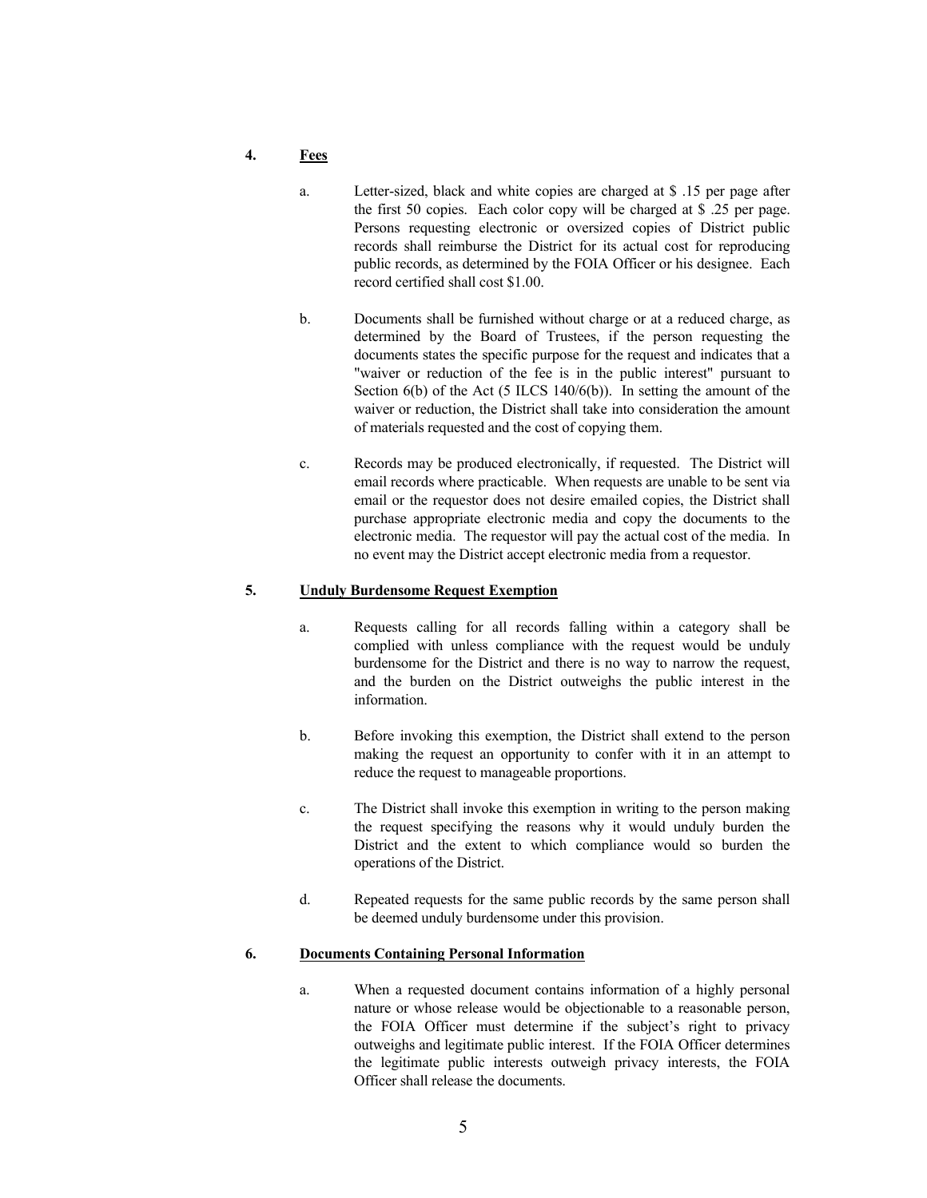## 4. Fees

a. Letter-sized, black and white copies are charged at $ .15 per page after the first 50 copies. Each color copy will be charged at $ .25 per page. Persons requesting electronic or oversized copies of District public records shall reimburse the District for its actual cost for reproducing public records, as determined by the FOIA Officer or his designee. Each record certified shall cost $1.00.

b. Documents shall be furnished without charge or at a reduced charge, as determined by the Board of Trustees, if the person requesting the documents states the specific purpose for the request and indicates that a "waiver or reduction of the fee is in the public interest" pursuant to Section 6(b) of the Act (5 ILCS 140/6(b)). In setting the amount of the waiver or reduction, the District shall take into consideration the amount of materials requested and the cost of copying them.

c. Records may be produced electronically, if requested. The District will email records where practicable. When requests are unable to be sent via email or the requestor does not desire emailed copies, the District shall purchase appropriate electronic media and copy the documents to the electronic media. The requestor will pay the actual cost of the media. In no event may the District accept electronic media from a requestor.

## 5. Unduly Burdensome Request Exemption

a. Requests calling for all records falling within a category shall be complied with unless compliance with the request would be unduly burdensome for the District and there is no way to narrow the request, and the burden on the District outweighs the public interest in the information.

b. Before invoking this exemption, the District shall extend to the person making the request an opportunity to confer with it in an attempt to reduce the request to manageable proportions.

c. The District shall invoke this exemption in writing to the person making the request specifying the reasons why it would unduly burden the District and the extent to which compliance would so burden the operations of the District.

d. Repeated requests for the same public records by the same person shall be deemed unduly burdensome under this provision.

## 6. Documents Containing Personal Information

a. When a requested document contains information of a highly personal nature or whose release would be objectionable to a reasonable person, the FOIA Officer must determine if the subject's right to privacy outweighs and legitimate public interest. If the FOIA Officer determines the legitimate public interests outweigh privacy interests, the FOIA Officer shall release the documents.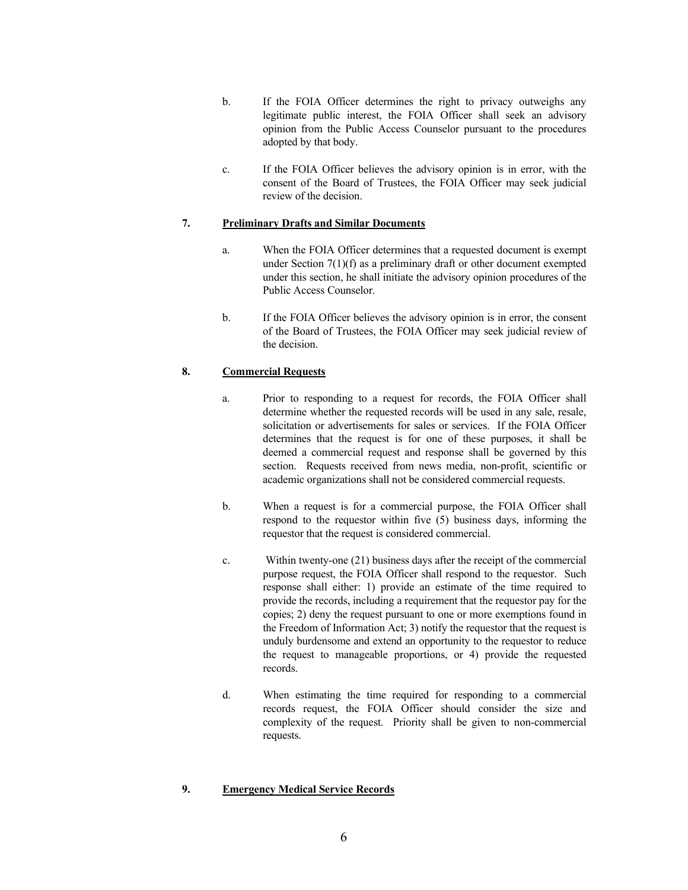b. If the FOIA Officer determines the right to privacy outweighs any legitimate public interest, the FOIA Officer shall seek an advisory opinion from the Public Access Counselor pursuant to the procedures adopted by that body.

c. If the FOIA Officer believes the advisory opinion is in error, with the consent of the Board of Trustees, the FOIA Officer may seek judicial review of the decision.

**7. <u>Preliminary Drafts and Similar Documents</u>**

a. When the FOIA Officer determines that a requested document is exempt under Section 7(1)(f) as a preliminary draft or other document exempted under this section, he shall initiate the advisory opinion procedures of the Public Access Counselor.

b. If the FOIA Officer believes the advisory opinion is in error, the consent of the Board of Trustees, the FOIA Officer may seek judicial review of the decision.

**8. <u>Commercial Requests</u>**

a. Prior to responding to a request for records, the FOIA Officer shall determine whether the requested records will be used in any sale, resale, solicitation or advertisements for sales or services. If the FOIA Officer determines that the request is for one of these purposes, it shall be deemed a commercial request and response shall be governed by this section. Requests received from news media, non-profit, scientific or academic organizations shall not be considered commercial requests.

b. When a request is for a commercial purpose, the FOIA Officer shall respond to the requestor within five (5) business days, informing the requestor that the request is considered commercial.

c. Within twenty-one (21) business days after the receipt of the commercial purpose request, the FOIA Officer shall respond to the requestor. Such response shall either: 1) provide an estimate of the time required to provide the records, including a requirement that the requestor pay for the copies; 2) deny the request pursuant to one or more exemptions found in the Freedom of Information Act; 3) notify the requestor that the request is unduly burdensome and extend an opportunity to the requestor to reduce the request to manageable proportions, or 4) provide the requested records.

d. When estimating the time required for responding to a commercial records request, the FOIA Officer should consider the size and complexity of the request. Priority shall be given to non-commercial requests.

**9. <u>Emergency Medical Service Records</u>**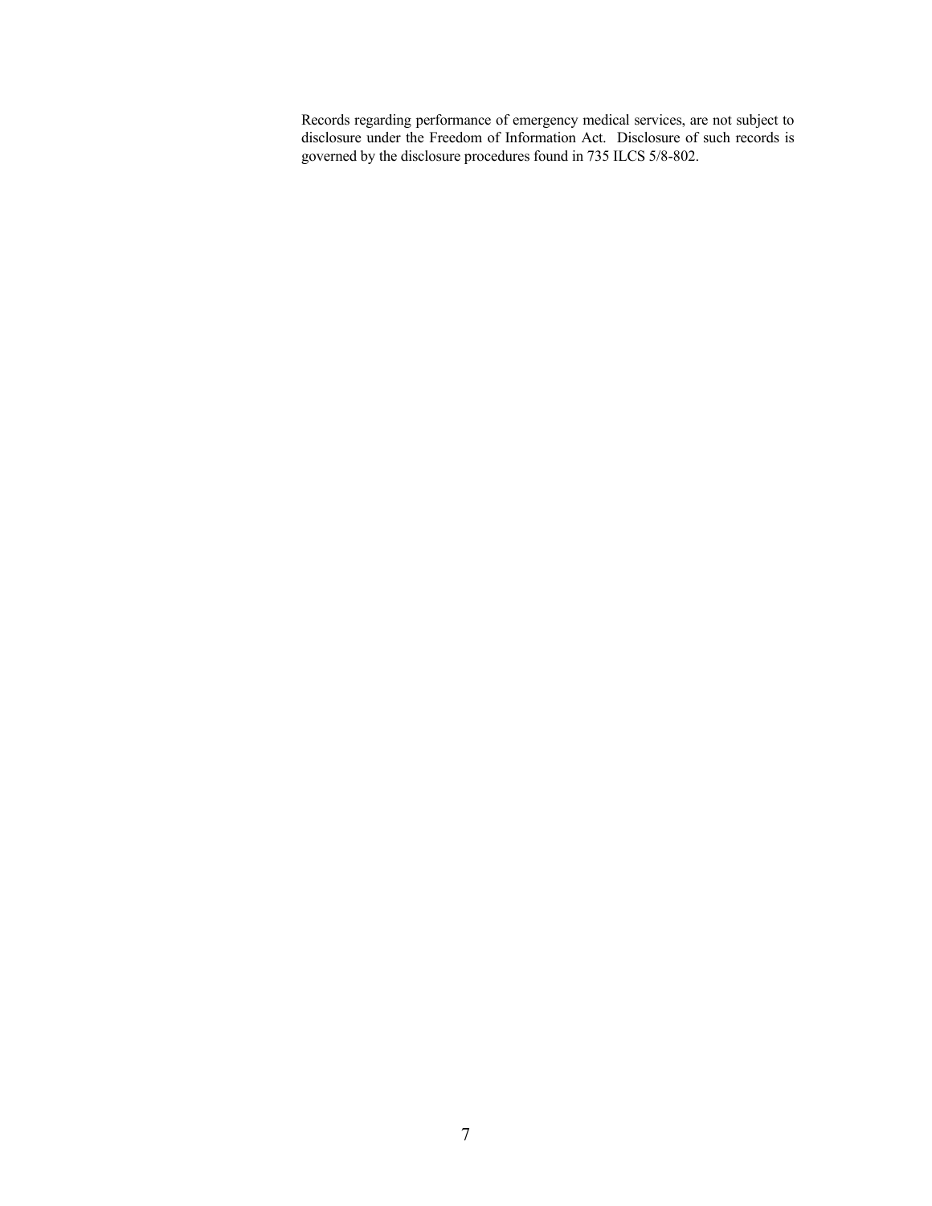Records regarding performance of emergency medical services, are not subject to disclosure under the Freedom of Information Act. Disclosure of such records is governed by the disclosure procedures found in 735 ILCS 5/8-802.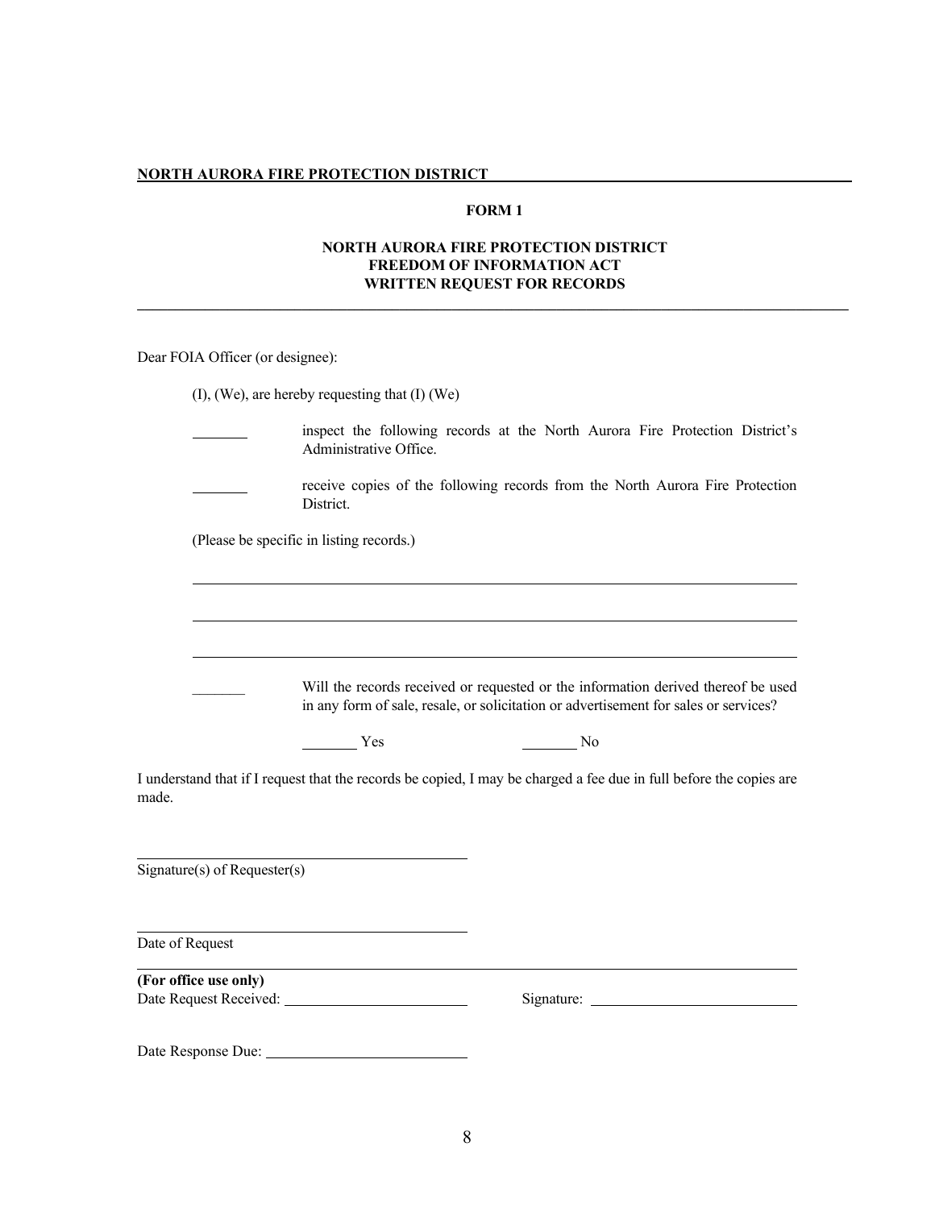**NORTH AURORA FIRE PROTECTION DISTRICT**

**FORM 1**

**NORTH AURORA FIRE PROTECTION DISTRICT**
**FREEDOM OF INFORMATION ACT**
**WRITTEN REQUEST FOR RECORDS**

---

Dear FOIA Officer (or designee):

(I), (We), are hereby requesting that (I) (We)

_______ inspect the following records at the North Aurora Fire Protection District's Administrative Office.

_______ receive copies of the following records from the North Aurora Fire Protection District.

(Please be specific in listing records.)

_______________________________________________________________

_______________________________________________________________

_______________________________________________________________

_______ Will the records received or requested or the information derived thereof be used in any form of sale, resale, or solicitation or advertisement for sales or services?

_______ Yes _______ No

I understand that if I request that the records be copied, I may be charged a fee due in full before the copies are made.

______________________________
Signature(s) of Requester(s)

______________________________
Date of Request

---

**(For office use only)**

Date Request Received: ______________________ Signature: ______________________

Date Response Due: ______________________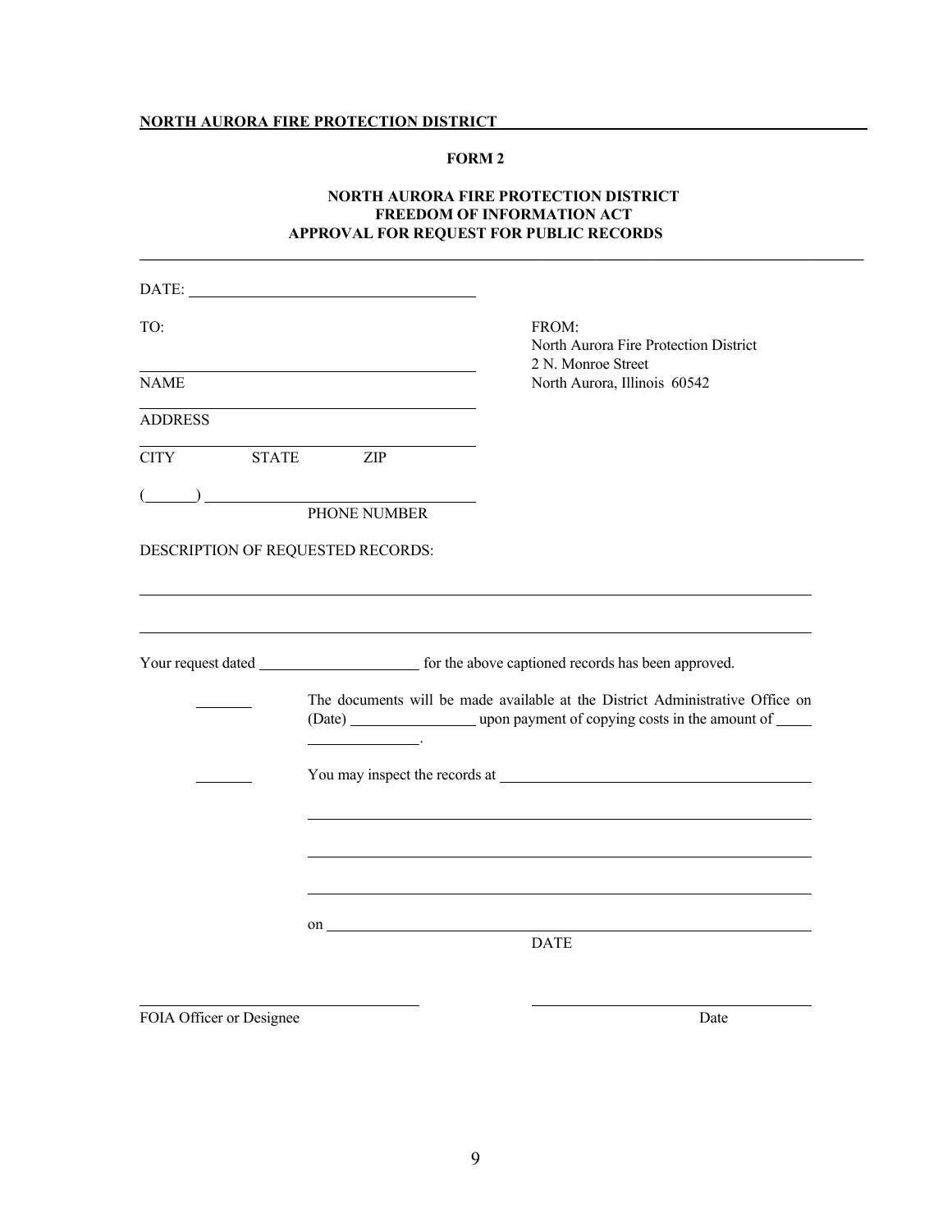**FORM 2**

**NORTH AURORA FIRE PROTECTION DISTRICT**
**FREEDOM OF INFORMATION ACT**
**APPROVAL FOR REQUEST FOR PUBLIC RECORDS**

---

DATE: ____________________________________

TO:

____________________________________________
NAME

____________________________________________
ADDRESS

____________________________________________
CITY STATE ZIP

(______) ____________________________________
PHONE NUMBER

FROM:
North Aurora Fire Protection District
2 N. Monroe Street
North Aurora, Illinois 60542

DESCRIPTION OF REQUESTED RECORDS:

______________________________________________________________________________

______________________________________________________________________________

Your request dated ____________________ for the above captioned records has been approved.

_______ The documents will be made available at the District Administrative Office on (Date) ________________ upon payment of copying costs in the amount of _____ ______________.

_______ You may inspect the records at ______________________________________

______________________________________________________________

______________________________________________________________

______________________________________________________________

on ______________________________________________________________
DATE

________________________________ ________________________________
FOIA Officer or Designee Date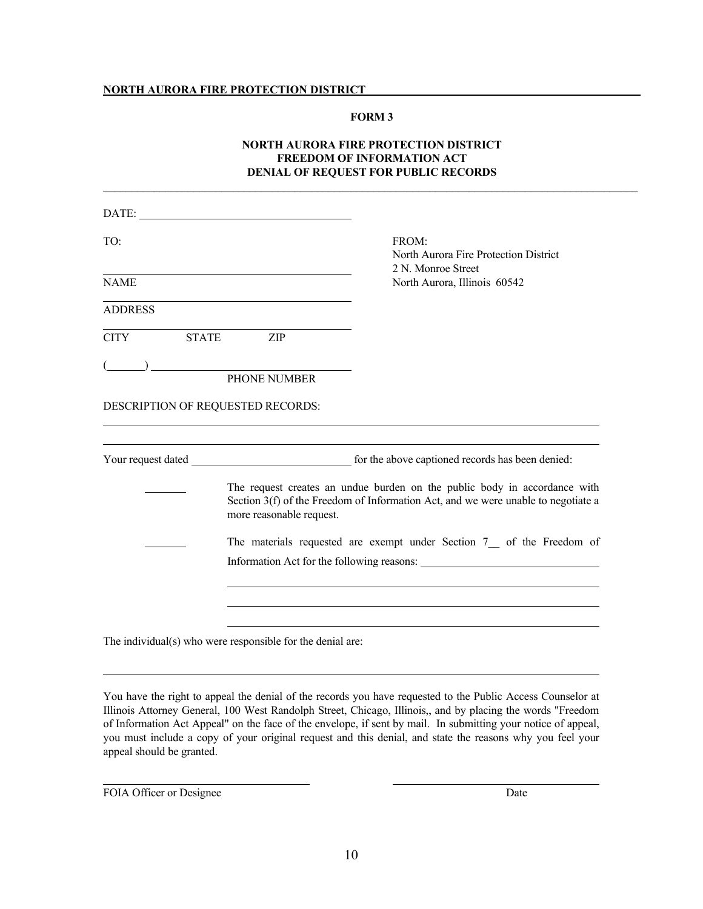**NORTH AURORA FIRE PROTECTION DISTRICT**

**FORM 3**

**NORTH AURORA FIRE PROTECTION DISTRICT**
**FREEDOM OF INFORMATION ACT**
**DENIAL OF REQUEST FOR PUBLIC RECORDS**

---

DATE: ______________________________

TO:

______________________________
NAME

______________________________
ADDRESS

______________________________
CITY STATE ZIP

(______) ______________________________
PHONE NUMBER

FROM:
North Aurora Fire Protection District
2 N. Monroe Street
North Aurora, Illinois 60542

DESCRIPTION OF REQUESTED RECORDS:

______________________________________________________________________

______________________________________________________________________

Your request dated ______________________________ for the above captioned records has been denied:

_______ The request creates an undue burden on the public body in accordance with Section 3(f) of the Freedom of Information Act, and we were unable to negotiate a more reasonable request.

_______ The materials requested are exempt under Section 7__ of the Freedom of Information Act for the following reasons: ______________________________

______________________________________________________________________

______________________________________________________________________

______________________________________________________________________

The individual(s) who were responsible for the denial are:

______________________________________________________________________

You have the right to appeal the denial of the records you have requested to the Public Access Counselor at Illinois Attorney General, 100 West Randolph Street, Chicago, Illinois,, and by placing the words "Freedom of Information Act Appeal" on the face of the envelope, if sent by mail. In submitting your notice of appeal, you must include a copy of your original request and this denial, and state the reasons why you feel your appeal should be granted.

______________________________ ______________________________
FOIA Officer or Designee Date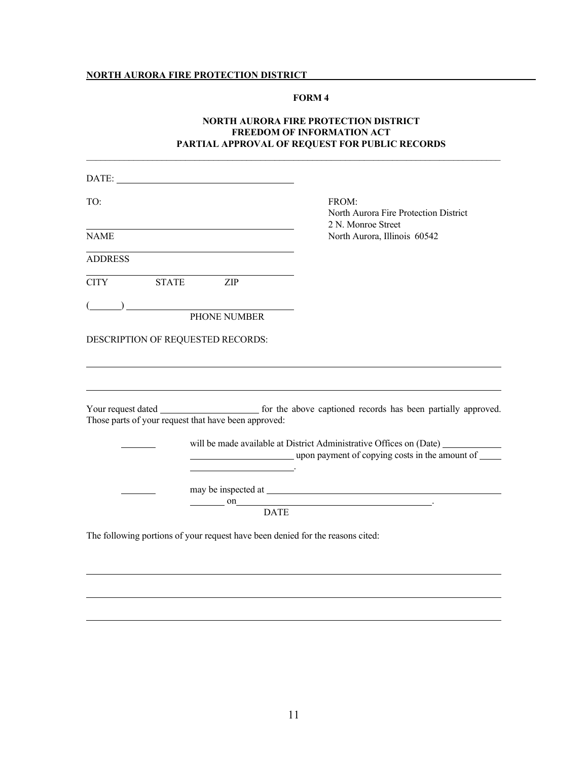**NORTH AURORA FIRE PROTECTION DISTRICT**

**FORM 4**

**NORTH AURORA FIRE PROTECTION DISTRICT**
**FREEDOM OF INFORMATION ACT**
**PARTIAL APPROVAL OF REQUEST FOR PUBLIC RECORDS**

---

DATE: ______________________________

TO:

______________________________
NAME

______________________________
ADDRESS

______________________________
CITY STATE ZIP

(______) ______________________________
PHONE NUMBER

FROM:
North Aurora Fire Protection District
2 N. Monroe Street
North Aurora, Illinois 60542

DESCRIPTION OF REQUESTED RECORDS:

______________________________________________________________________

______________________________________________________________________

Your request dated __________________ for the above captioned records has been partially approved. Those parts of your request that have been approved:

_______ will be made available at District Administrative Offices on (Date) __________ __________________ upon payment of copying costs in the amount of _____ __________________.

_______ may be inspected at ______________________________________________ _______ on______________________________________.
DATE

The following portions of your request have been denied for the reasons cited:

______________________________________________________________________

______________________________________________________________________

______________________________________________________________________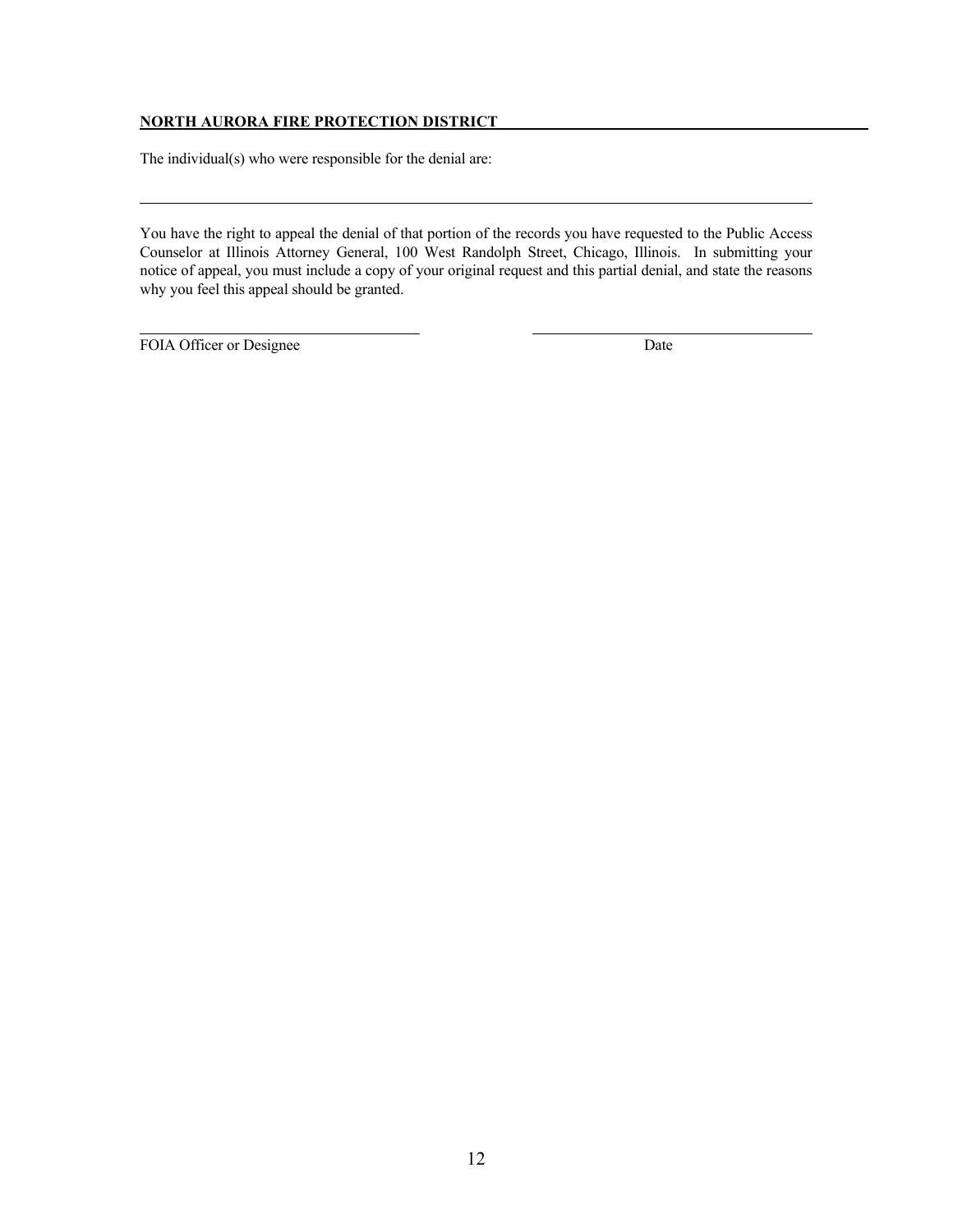**NORTH AURORA FIRE PROTECTION DISTRICT**

The individual(s) who were responsible for the denial are:

\_\_\_\_\_\_\_\_\_\_\_\_\_\_\_\_\_\_\_\_\_\_\_\_\_\_\_\_\_\_\_\_\_\_\_\_\_\_\_\_\_\_\_\_\_\_\_\_\_\_\_\_\_\_\_\_\_\_\_\_\_\_\_\_\_\_\_\_\_\_

You have the right to appeal the denial of that portion of the records you have requested to the Public Access Counselor at Illinois Attorney General, 100 West Randolph Street, Chicago, Illinois. In submitting your notice of appeal, you must include a copy of your original request and this partial denial, and state the reasons why you feel this appeal should be granted.

| \_\_\_\_\_\_\_\_\_\_\_\_\_\_\_\_\_\_\_\_\_\_\_\_\_\_\_\_\_\_ | \_\_\_\_\_\_\_\_\_\_\_\_\_\_\_\_\_\_\_\_\_\_\_\_\_\_\_\_\_\_ |
|---|---|
| FOIA Officer or Designee | Date |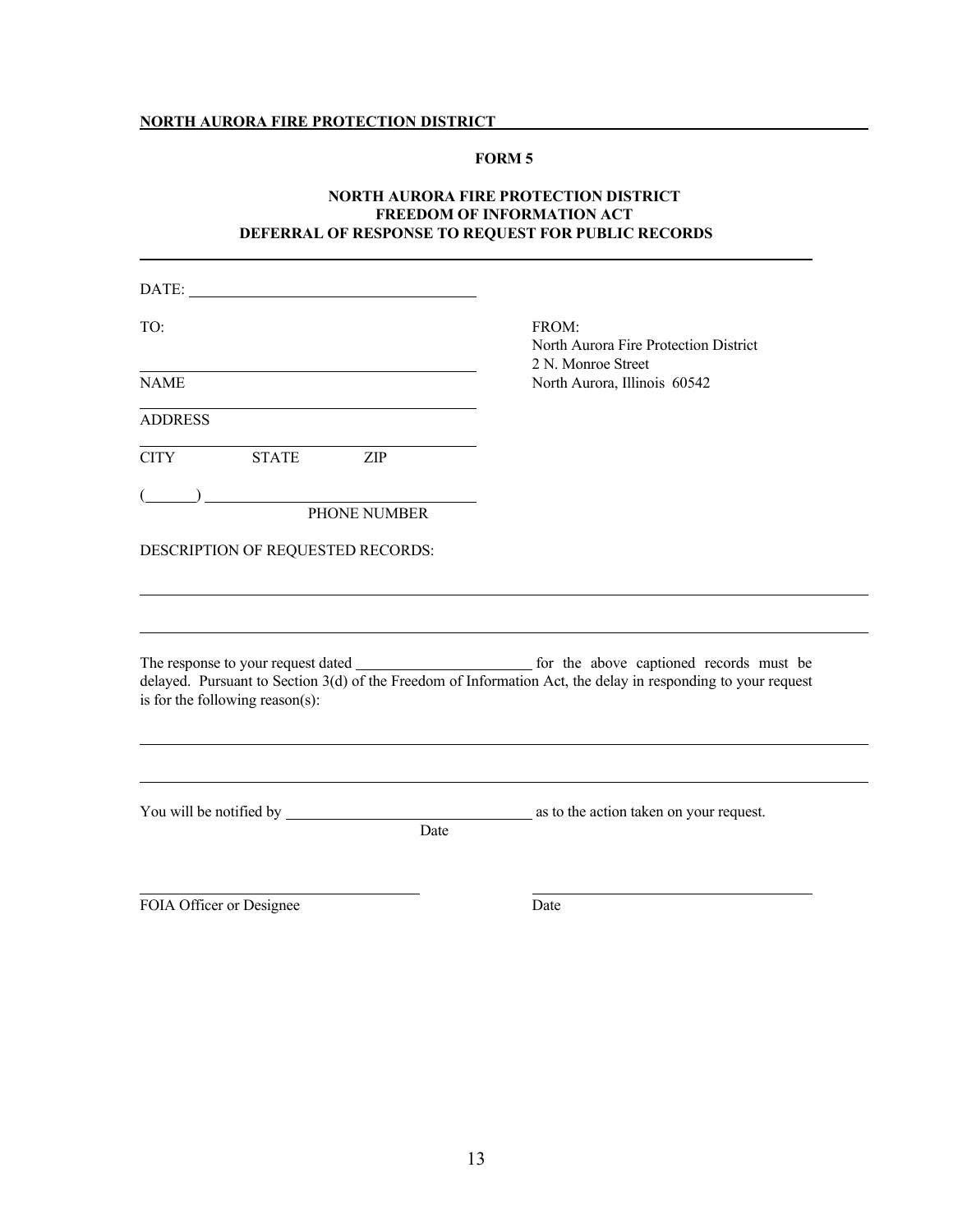**NORTH AURORA FIRE PROTECTION DISTRICT**

**FORM 5**

**NORTH AURORA FIRE PROTECTION DISTRICT**
**FREEDOM OF INFORMATION ACT**
**DEFERRAL OF RESPONSE TO REQUEST FOR PUBLIC RECORDS**

DATE: ______________________________

TO:

______________________________
NAME

______________________________
ADDRESS

______________________________
CITY STATE ZIP

(______) ______________________________
PHONE NUMBER

FROM:
North Aurora Fire Protection District
2 N. Monroe Street
North Aurora, Illinois 60542

DESCRIPTION OF REQUESTED RECORDS:

______________________________________________________________________________

______________________________________________________________________________

The response to your request dated ____________________ for the above captioned records must be delayed. Pursuant to Section 3(d) of the Freedom of Information Act, the delay in responding to your request is for the following reason(s):

______________________________________________________________________________

______________________________________________________________________________

You will be notified by ____________________________ as to the action taken on your request.
Date

______________________________
FOIA Officer or Designee

______________________________
Date